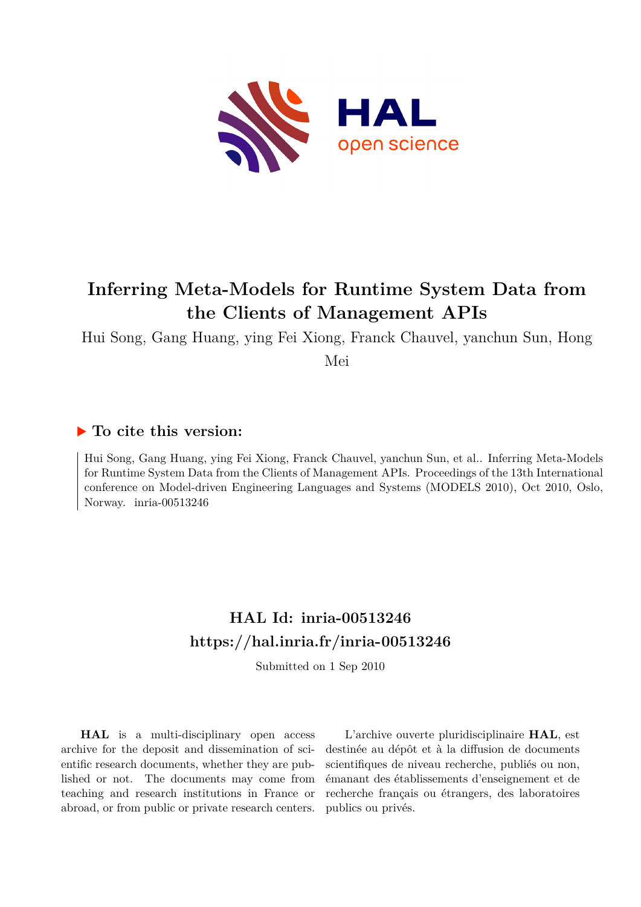# Inferring Meta-Models for Runtime System Data from the Clients of Management APIs

Hui Song, Gang Huang, ying Fei Xiong, Franck Chauvel, yanchun Sun, Hong Mei

## ▶ To cite this version:

Hui Song, Gang Huang, ying Fei Xiong, Franck Chauvel, yanchun Sun, et al.. Inferring Meta-Models for Runtime System Data from the Clients of Management APIs. Proceedings of the 13th International conference on Model-driven Engineering Languages and Systems (MODELS 2010), Oct 2010, Oslo, Norway. inria-00513246

## HAL Id: inria-00513246

## https://hal.inria.fr/inria-00513246

Submitted on 1 Sep 2010

**HAL** is a multi-disciplinary open access archive for the deposit and dissemination of scientific research documents, whether they are published or not. The documents may come from teaching and research institutions in France or abroad, or from public or private research centers.

L'archive ouverte pluridisciplinaire **HAL**, est destinée au dépôt et à la diffusion de documents scientifiques de niveau recherche, publiés ou non, émanant des établissements d'enseignement et de recherche français ou étrangers, des laboratoires publics ou privés.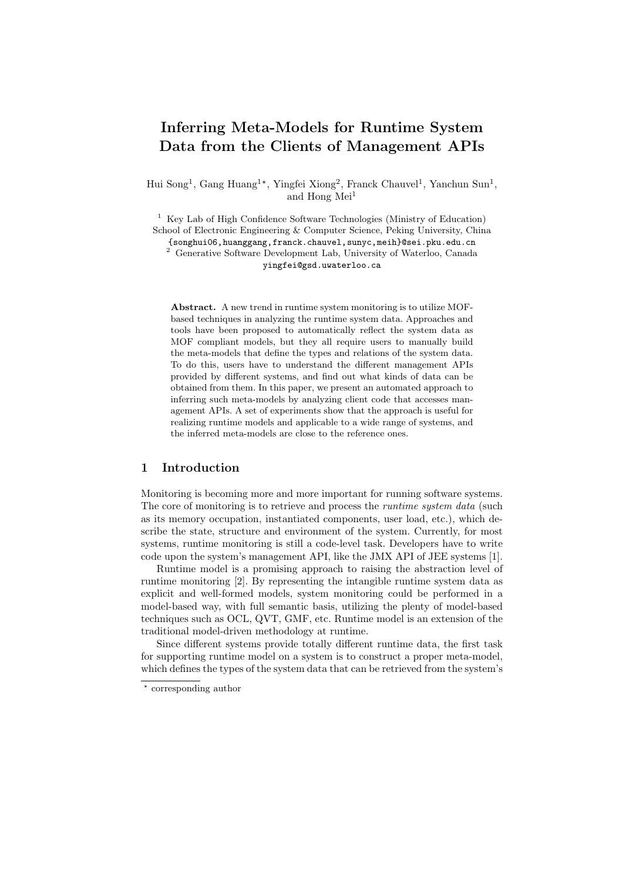# Inferring Meta-Models for Runtime System Data from the Clients of Management APIs

Hui Song[1], Gang Huang[1⋆], Yingfei Xiong[2], Franck Chauvel[1], Yanchun Sun[1], and Hong Mei[1]

[1] Key Lab of High Confidence Software Technologies (Ministry of Education)
School of Electronic Engineering & Computer Science, Peking University, China
{songhui06,huanggang,franck.chauvel,sunyc,meih}@sei.pku.edu.cn
[2] Generative Software Development Lab, University of Waterloo, Canada
yingfei@gsd.uwaterloo.ca

**Abstract.** A new trend in runtime system monitoring is to utilize MOF-based techniques in analyzing the runtime system data. Approaches and tools have been proposed to automatically reflect the system data as MOF compliant models, but they all require users to manually build the meta-models that define the types and relations of the system data. To do this, users have to understand the different management APIs provided by different systems, and find out what kinds of data can be obtained from them. In this paper, we present an automated approach to inferring such meta-models by analyzing client code that accesses management APIs. A set of experiments show that the approach is useful for realizing runtime models and applicable to a wide range of systems, and the inferred meta-models are close to the reference ones.

## 1 Introduction

Monitoring is becoming more and more important for running software systems. The core of monitoring is to retrieve and process the *runtime system data* (such as its memory occupation, instantiated components, user load, etc.), which describe the state, structure and environment of the system. Currently, for most systems, runtime monitoring is still a code-level task. Developers have to write code upon the system's management API, like the JMX API of JEE systems [1].

Runtime model is a promising approach to raising the abstraction level of runtime monitoring [2]. By representing the intangible runtime system data as explicit and well-formed models, system monitoring could be performed in a model-based way, with full semantic basis, utilizing the plenty of model-based techniques such as OCL, QVT, GMF, etc. Runtime model is an extension of the traditional model-driven methodology at runtime.

Since different systems provide totally different runtime data, the first task for supporting runtime model on a system is to construct a proper meta-model, which defines the types of the system data that can be retrieved from the system's

⋆ corresponding author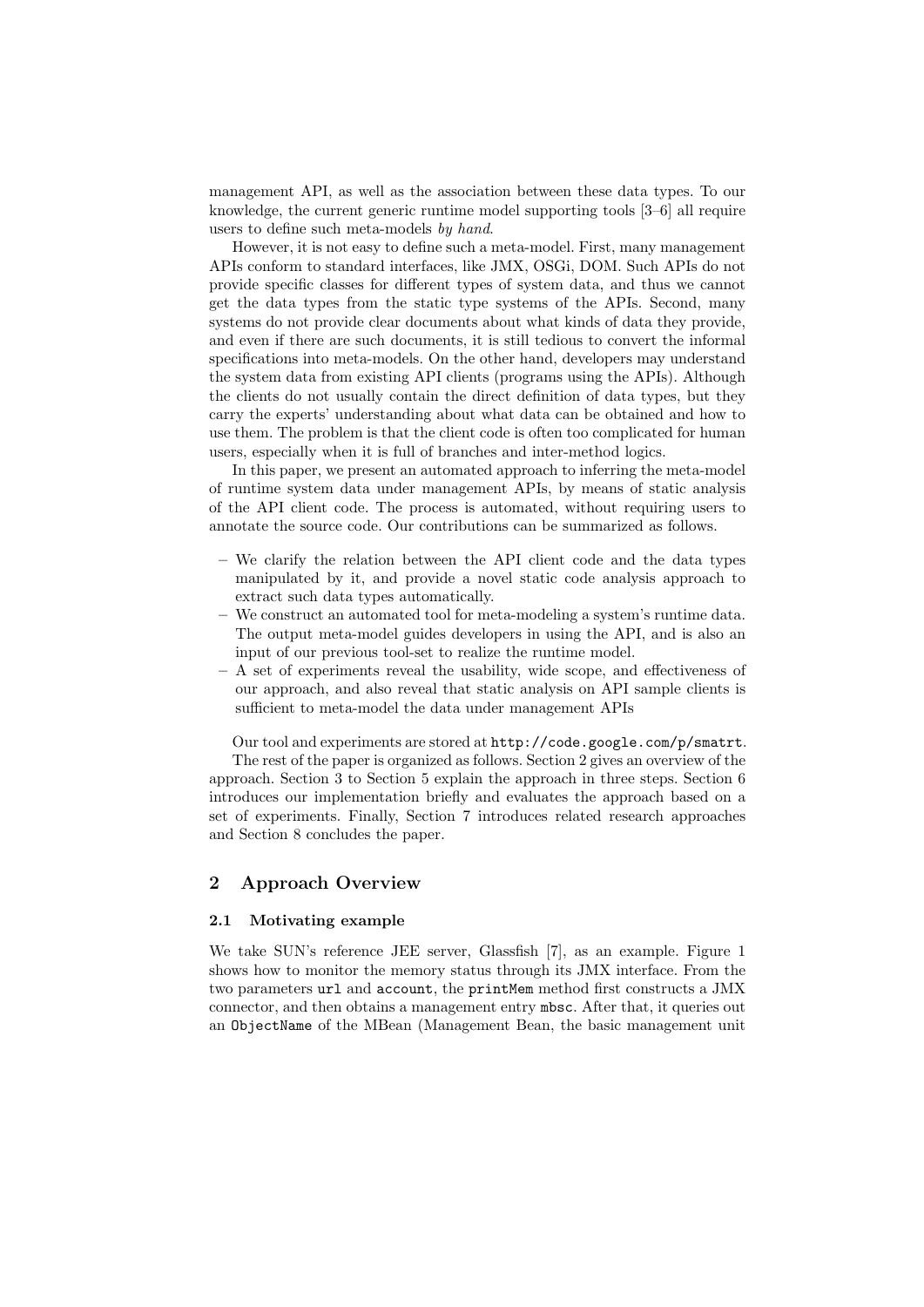management API, as well as the association between these data types. To our knowledge, the current generic runtime model supporting tools [3–6] all require users to define such meta-models *by hand*.

However, it is not easy to define such a meta-model. First, many management APIs conform to standard interfaces, like JMX, OSGi, DOM. Such APIs do not provide specific classes for different types of system data, and thus we cannot get the data types from the static type systems of the APIs. Second, many systems do not provide clear documents about what kinds of data they provide, and even if there are such documents, it is still tedious to convert the informal specifications into meta-models. On the other hand, developers may understand the system data from existing API clients (programs using the APIs). Although the clients do not usually contain the direct definition of data types, but they carry the experts' understanding about what data can be obtained and how to use them. The problem is that the client code is often too complicated for human users, especially when it is full of branches and inter-method logics.

In this paper, we present an automated approach to inferring the meta-model of runtime system data under management APIs, by means of static analysis of the API client code. The process is automated, without requiring users to annotate the source code. Our contributions can be summarized as follows.

- We clarify the relation between the API client code and the data types manipulated by it, and provide a novel static code analysis approach to extract such data types automatically.
- We construct an automated tool for meta-modeling a system's runtime data. The output meta-model guides developers in using the API, and is also an input of our previous tool-set to realize the runtime model.
- A set of experiments reveal the usability, wide scope, and effectiveness of our approach, and also reveal that static analysis on API sample clients is sufficient to meta-model the data under management APIs

Our tool and experiments are stored at `http://code.google.com/p/smatrt`.

The rest of the paper is organized as follows. Section 2 gives an overview of the approach. Section 3 to Section 5 explain the approach in three steps. Section 6 introduces our implementation briefly and evaluates the approach based on a set of experiments. Finally, Section 7 introduces related research approaches and Section 8 concludes the paper.

## 2 Approach Overview

### 2.1 Motivating example

We take SUN's reference JEE server, Glassfish [7], as an example. Figure 1 shows how to monitor the memory status through its JMX interface. From the two parameters `url` and `account`, the `printMem` method first constructs a JMX connector, and then obtains a management entry `mbsc`. After that, it queries out an `ObjectName` of the MBean (Management Bean, the basic management unit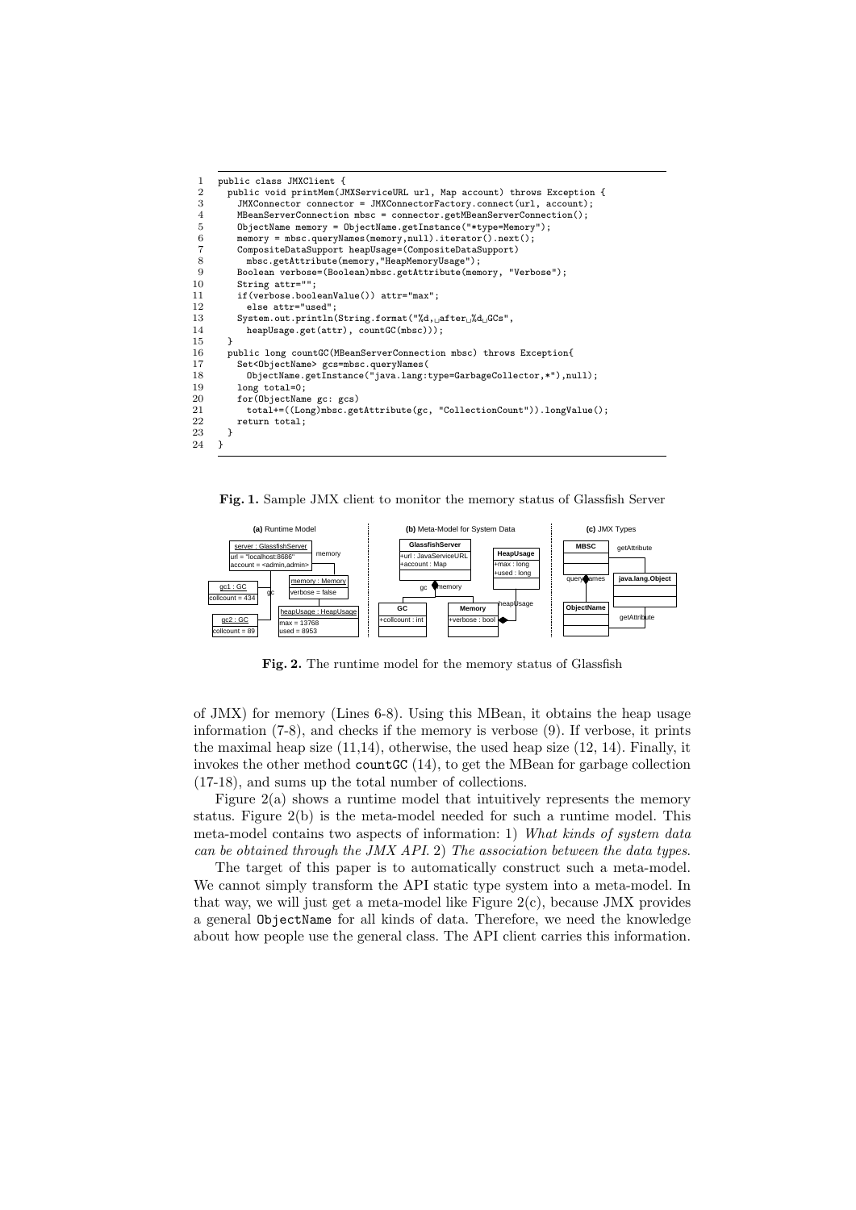```
 1  public class JMXClient {
 2    public void printMem(JMXServiceURL url, Map account) throws Exception {
 3      JMXConnector connector = JMXConnectorFactory.connect(url, account);
 4      MBeanServerConnection mbsc = connector.getMBeanServerConnection();
 5      ObjectName memory = ObjectName.getInstance("*type=Memory");
 6      memory = mbsc.queryNames(memory,null).iterator().next();
 7      CompositeDataSupport heapUsage=(CompositeDataSupport)
 8        mbsc.getAttribute(memory,"HeapMemoryUsage");
 9      Boolean verbose=(Boolean)mbsc.getAttribute(memory, "Verbose");
10      String attr="";
11      if(verbose.booleanValue()) attr="max";
12        else attr="used";
13      System.out.println(String.format("%d, after %d GCs",
14        heapUsage.get(attr), countGC(mbsc)));
15    }
16    public long countGC(MBeanServerConnection mbsc) throws Exception{
17      Set<ObjectName> gcs=mbsc.queryNames(
18        ObjectName.getInstance("java.lang:type=GarbageCollector,*"),null);
19      long total=0;
20      for(ObjectName gc: gcs)
21        total+=((Long)mbsc.getAttribute(gc, "CollectionCount")).longValue();
22      return total;
23    }
24  }
```

**Fig. 1.** Sample JMX client to monitor the memory status of Glassfish Server

**Fig. 2.** The runtime model for the memory status of Glassfish

of JMX) for memory (Lines 6-8). Using this MBean, it obtains the heap usage information (7-8), and checks if the memory is verbose (9). If verbose, it prints the maximal heap size (11,14), otherwise, the used heap size (12, 14). Finally, it invokes the other method `countGC` (14), to get the MBean for garbage collection (17-18), and sums up the total number of collections.

Figure 2(a) shows a runtime model that intuitively represents the memory status. Figure 2(b) is the meta-model needed for such a runtime model. This meta-model contains two aspects of information: 1) *What kinds of system data can be obtained through the JMX API.* 2) *The association between the data types.*

The target of this paper is to automatically construct such a meta-model. We cannot simply transform the API static type system into a meta-model. In that way, we will just get a meta-model like Figure 2(c), because JMX provides a general `ObjectName` for all kinds of data. Therefore, we need the knowledge about how people use the general class. The API client carries this information.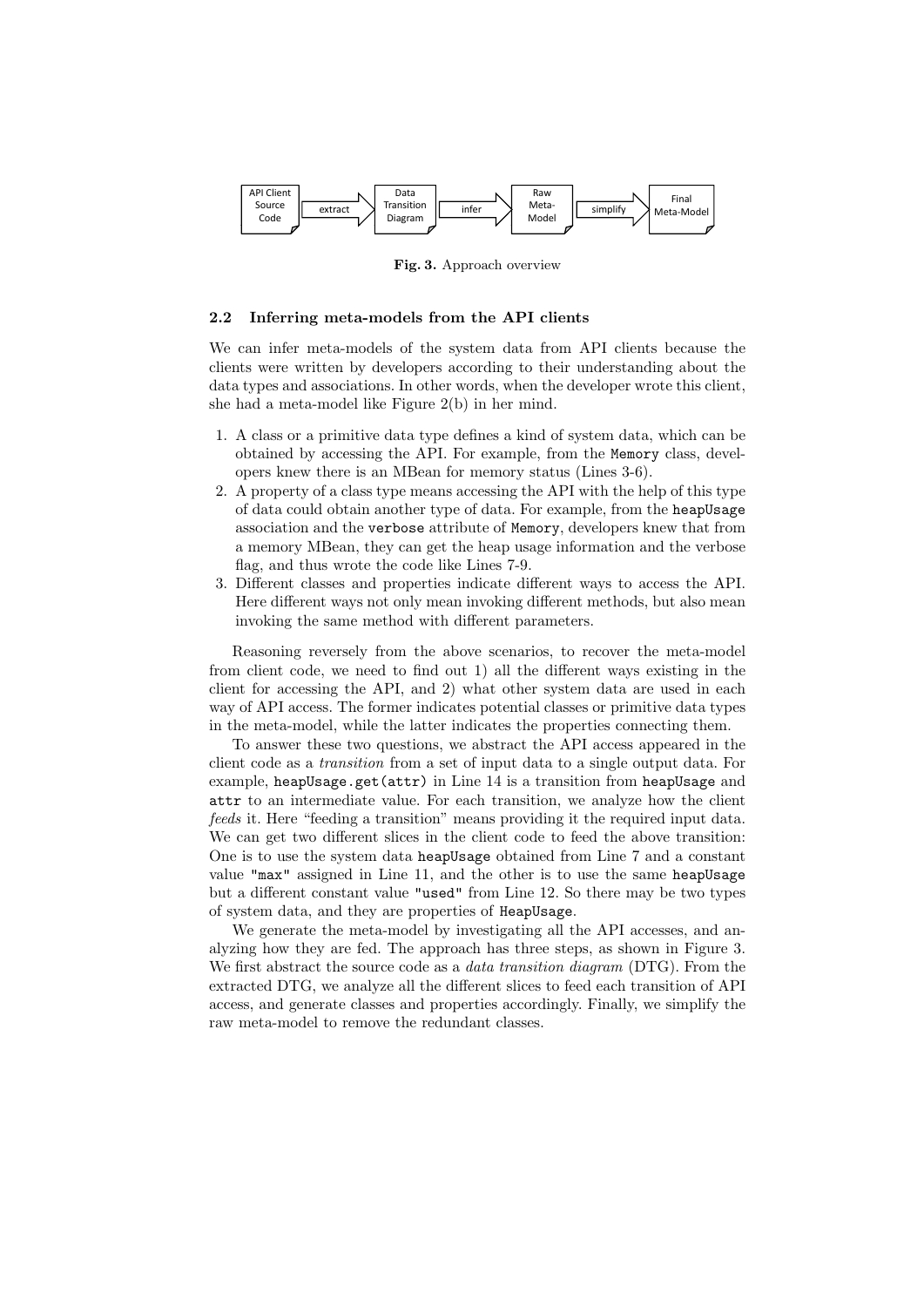API Client Source Code → extract → Data Transition Diagram → infer → Raw Meta-Model → simplify → Final Meta-Model

**Fig. 3.** Approach overview

### 2.2 Inferring meta-models from the API clients

We can infer meta-models of the system data from API clients because the clients were written by developers according to their understanding about the data types and associations. In other words, when the developer wrote this client, she had a meta-model like Figure 2(b) in her mind.

1. A class or a primitive data type defines a kind of system data, which can be obtained by accessing the API. For example, from the `Memory` class, developers knew there is an MBean for memory status (Lines 3-6).
2. A property of a class type means accessing the API with the help of this type of data could obtain another type of data. For example, from the `heapUsage` association and the `verbose` attribute of `Memory`, developers knew that from a memory MBean, they can get the heap usage information and the verbose flag, and thus wrote the code like Lines 7-9.
3. Different classes and properties indicate different ways to access the API. Here different ways not only mean invoking different methods, but also mean invoking the same method with different parameters.

Reasoning reversely from the above scenarios, to recover the meta-model from client code, we need to find out 1) all the different ways existing in the client for accessing the API, and 2) what other system data are used in each way of API access. The former indicates potential classes or primitive data types in the meta-model, while the latter indicates the properties connecting them.

To answer these two questions, we abstract the API access appeared in the client code as a *transition* from a set of input data to a single output data. For example, `heapUsage.get(attr)` in Line 14 is a transition from `heapUsage` and `attr` to an intermediate value. For each transition, we analyze how the client *feeds* it. Here "feeding a transition" means providing it the required input data. We can get two different slices in the client code to feed the above transition: One is to use the system data `heapUsage` obtained from Line 7 and a constant value `"max"` assigned in Line 11, and the other is to use the same `heapUsage` but a different constant value `"used"` from Line 12. So there may be two types of system data, and they are properties of `HeapUsage`.

We generate the meta-model by investigating all the API accesses, and analyzing how they are fed. The approach has three steps, as shown in Figure 3. We first abstract the source code as a *data transition diagram* (DTG). From the extracted DTG, we analyze all the different slices to feed each transition of API access, and generate classes and properties accordingly. Finally, we simplify the raw meta-model to remove the redundant classes.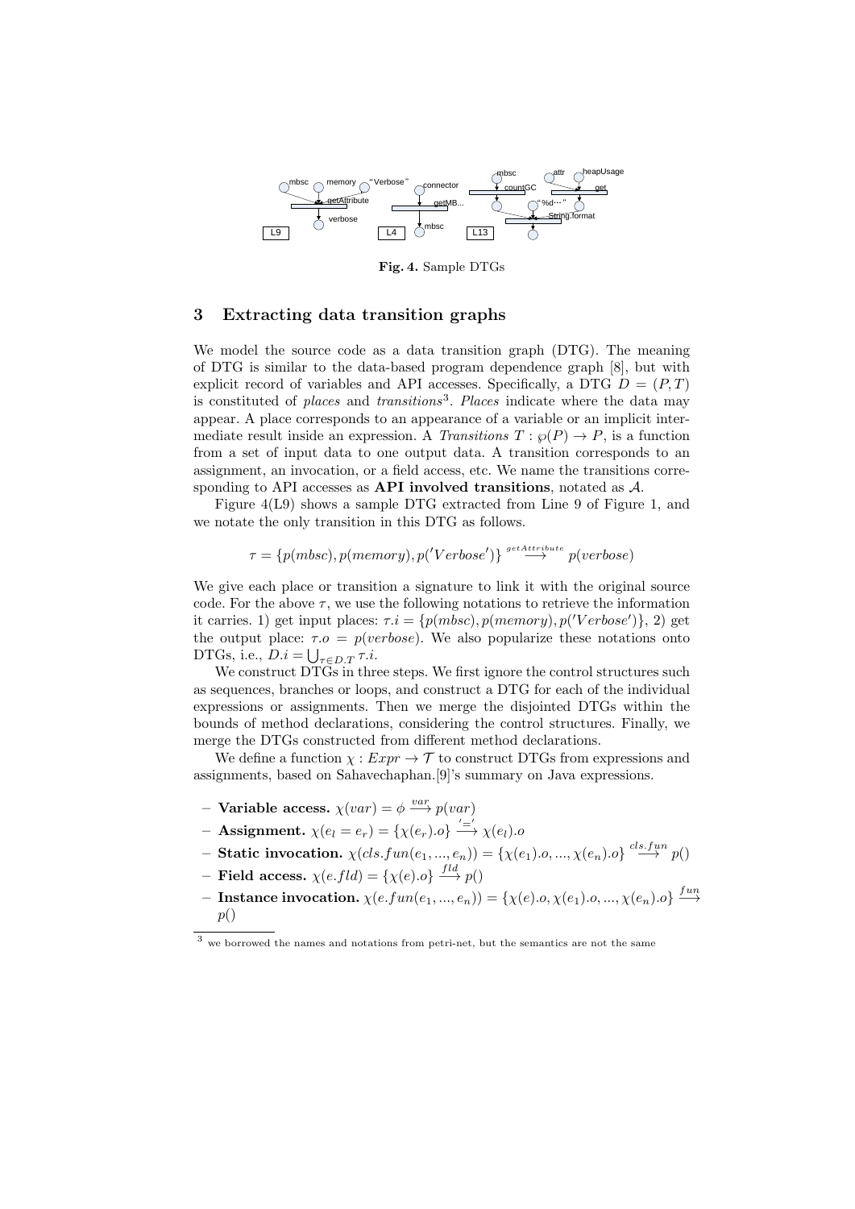Fig. 4. Sample DTGs

## 3 Extracting data transition graphs

We model the source code as a data transition graph (DTG). The meaning of DTG is similar to the data-based program dependence graph [8], but with explicit record of variables and API accesses. Specifically, a DTG $D = (P, T)$ is constituted of *places* and *transitions*[3]. *Places* indicate where the data may appear. A place corresponds to an appearance of a variable or an implicit intermediate result inside an expression. A *Transitions* $T : \wp(P) \to P$, is a function from a set of input data to one output data. A transition corresponds to an assignment, an invocation, or a field access, etc. We name the transitions corresponding to API accesses as **API involved transitions**, notated as $\mathcal{A}$.

Figure 4(L9) shows a sample DTG extracted from Line 9 of Figure 1, and we notate the only transition in this DTG as follows.

$$\tau = \{p(mbsc), p(memory), p('Verbose')\} \stackrel{getAttribute}{\longrightarrow} p(verbose)$$

We give each place or transition a signature to link it with the original source code. For the above $\tau$, we use the following notations to retrieve the information it carries. 1) get input places: $\tau.i = \{p(mbsc), p(memory), p('Verbose')\}$, 2) get the output place: $\tau.o = p(verbose)$. We also popularize these notations onto DTGs, i.e., $D.i = \bigcup_{\tau \in D.T} \tau.i$.

We construct DTGs in three steps. We first ignore the control structures such as sequences, branches or loops, and construct a DTG for each of the individual expressions or assignments. Then we merge the disjointed DTGs within the bounds of method declarations, considering the control structures. Finally, we merge the DTGs constructed from different method declarations.

We define a function $\chi : Expr \to \mathcal{T}$ to construct DTGs from expressions and assignments, based on Sahavechaphan.[9]'s summary on Java expressions.

- **Variable access.** $\chi(var) = \phi \stackrel{var}{\longrightarrow} p(var)$
- **Assignment.** $\chi(e_l = e_r) = \{\chi(e_r).o\} \stackrel{'='}{\longrightarrow} \chi(e_l).o$
- **Static invocation.** $\chi(cls.fun(e_1, ..., e_n)) = \{\chi(e_1).o, ..., \chi(e_n).o\} \stackrel{cls.fun}{\longrightarrow} p()$
- **Field access.** $\chi(e.fld) = \{\chi(e).o\} \stackrel{fld}{\longrightarrow} p()$
- **Instance invocation.** $\chi(e.fun(e_1, ..., e_n)) = \{\chi(e).o, \chi(e_1).o, ..., \chi(e_n).o\} \stackrel{fun}{\longrightarrow} p()$

[3] we borrowed the names and notations from petri-net, but the semantics are not the same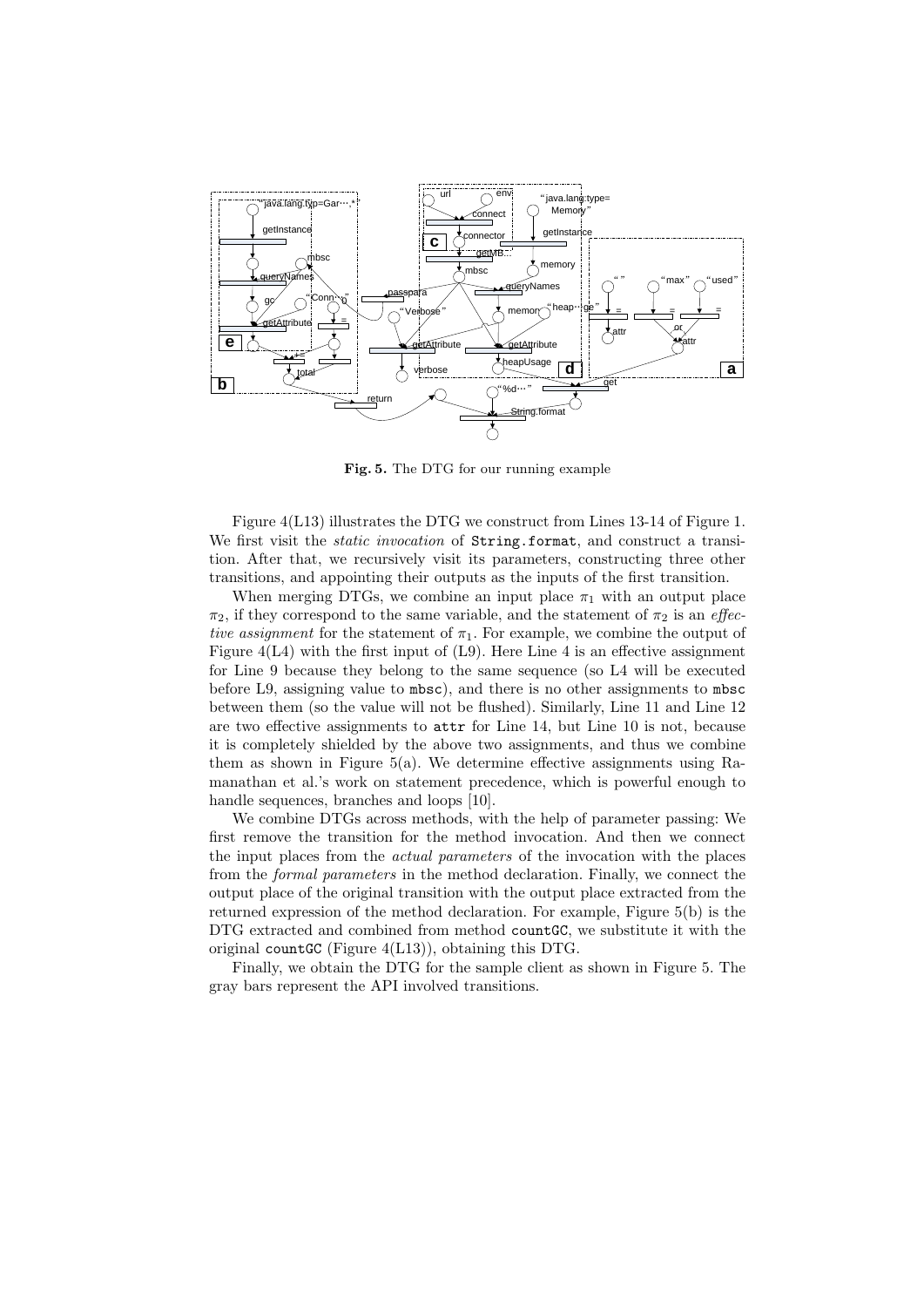**Fig. 5.** The DTG for our running example

Figure 4(L13) illustrates the DTG we construct from Lines 13-14 of Figure 1. We first visit the *static invocation* of `String.format`, and construct a transition. After that, we recursively visit its parameters, constructing three other transitions, and appointing their outputs as the inputs of the first transition.

When merging DTGs, we combine an input place $\pi_1$ with an output place $\pi_2$, if they correspond to the same variable, and the statement of $\pi_2$ is an *effective assignment* for the statement of $\pi_1$. For example, we combine the output of Figure 4(L4) with the first input of (L9). Here Line 4 is an effective assignment for Line 9 because they belong to the same sequence (so L4 will be executed before L9, assigning value to `mbsc`), and there is no other assignments to `mbsc` between them (so the value will not be flushed). Similarly, Line 11 and Line 12 are two effective assignments to `attr` for Line 14, but Line 10 is not, because it is completely shielded by the above two assignments, and thus we combine them as shown in Figure 5(a). We determine effective assignments using Ramanathan et al.'s work on statement precedence, which is powerful enough to handle sequences, branches and loops [10].

We combine DTGs across methods, with the help of parameter passing: We first remove the transition for the method invocation. And then we connect the input places from the *actual parameters* of the invocation with the places from the *formal parameters* in the method declaration. Finally, we connect the output place of the original transition with the output place extracted from the returned expression of the method declaration. For example, Figure 5(b) is the DTG extracted and combined from method `countGC`, we substitute it with the original `countGC` (Figure 4(L13)), obtaining this DTG.

Finally, we obtain the DTG for the sample client as shown in Figure 5. The gray bars represent the API involved transitions.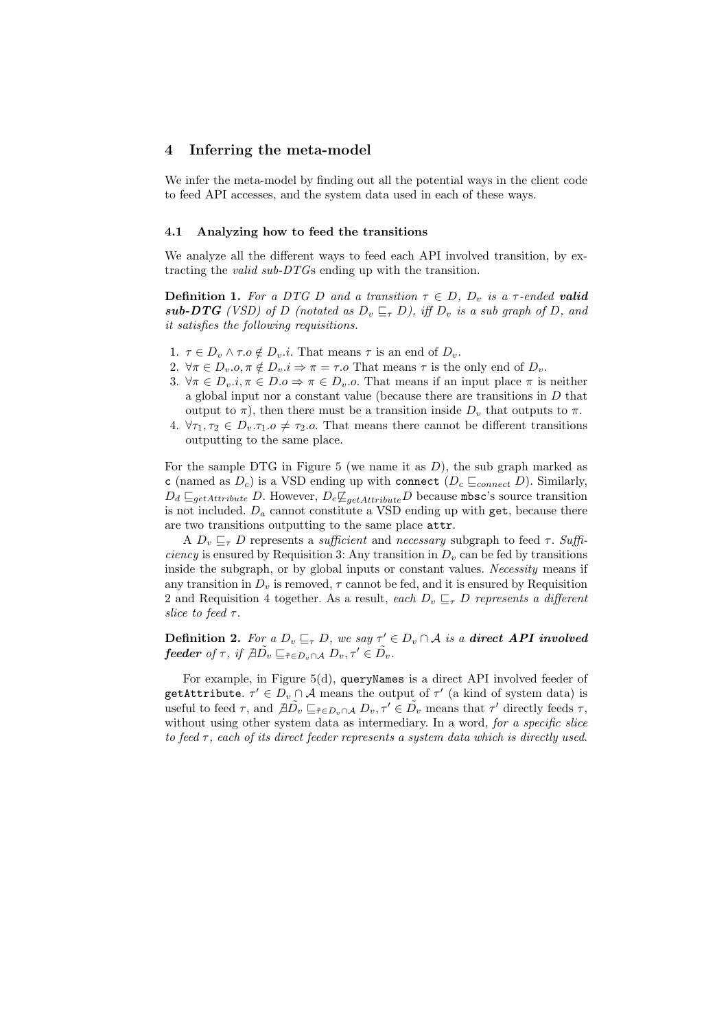## 4 Inferring the meta-model

We infer the meta-model by finding out all the potential ways in the client code to feed API accesses, and the system data used in each of these ways.

### 4.1 Analyzing how to feed the transitions

We analyze all the different ways to feed each API involved transition, by extracting the *valid sub-DTG*s ending up with the transition.

**Definition 1.** *For a DTG $D$ and a transition $\tau \in D$, $D_v$ is a $\tau$-ended **valid sub-DTG** (VSD) of $D$ (notated as $D_v \sqsubseteq_\tau D$), iff $D_v$ is a sub graph of $D$, and it satisfies the following requisitions.*

1. $\tau \in D_v \wedge \tau.o \notin D_v.i$. That means $\tau$ is an end of $D_v$.
2. $\forall \pi \in D_v.o, \pi \notin D_v.i \Rightarrow \pi = \tau.o$ That means $\tau$ is the only end of $D_v$.
3. $\forall \pi \in D_v.i, \pi \in D.o \Rightarrow \pi \in D_v.o$. That means if an input place $\pi$ is neither a global input nor a constant value (because there are transitions in $D$ that output to $\pi$), then there must be a transition inside $D_v$ that outputs to $\pi$.
4. $\forall \tau_1, \tau_2 \in D_v.\tau_1.o \neq \tau_2.o$. That means there cannot be different transitions outputting to the same place.

For the sample DTG in Figure 5 (we name it as $D$), the sub graph marked as `c` (named as $D_c$) is a VSD ending up with `connect` ($D_c \sqsubseteq_{connect} D$). Similarly, $D_d \sqsubseteq_{getAttribute} D$. However, $D_e \not\sqsubseteq_{getAttribute} D$ because `mbsc`'s source transition is not included. $D_a$ cannot constitute a VSD ending up with `get`, because there are two transitions outputting to the same place `attr`.

A $D_v \sqsubseteq_\tau D$ represents a *sufficient* and *necessary* subgraph to feed $\tau$. *Sufficiency* is ensured by Requisition 3: Any transition in $D_v$ can be fed by transitions inside the subgraph, or by global inputs or constant values. *Necessity* means if any transition in $D_v$ is removed, $\tau$ cannot be fed, and it is ensured by Requisition 2 and Requisition 4 together. As a result, *each $D_v \sqsubseteq_\tau D$ represents a different slice to feed $\tau$.*

**Definition 2.** *For a $D_v \sqsubseteq_\tau D$, we say $\tau' \in D_v \cap \mathcal{A}$ is a **direct API involved feeder** of $\tau$, if $\nexists \tilde{D_v} \sqsubseteq_{\tilde{\tau} \in D_v \cap \mathcal{A}} D_v, \tau' \in \tilde{D_v}$.*

For example, in Figure 5(d), `queryNames` is a direct API involved feeder of `getAttribute`. $\tau' \in D_v \cap \mathcal{A}$ means the output of $\tau'$ (a kind of system data) is useful to feed $\tau$, and $\nexists \tilde{D_v} \sqsubseteq_{\tilde{\tau} \in D_v \cap \mathcal{A}} D_v, \tau' \in \tilde{D_v}$ means that $\tau'$ directly feeds $\tau$, without using other system data as intermediary. In a word, *for a specific slice to feed $\tau$, each of its direct feeder represents a system data which is directly used.*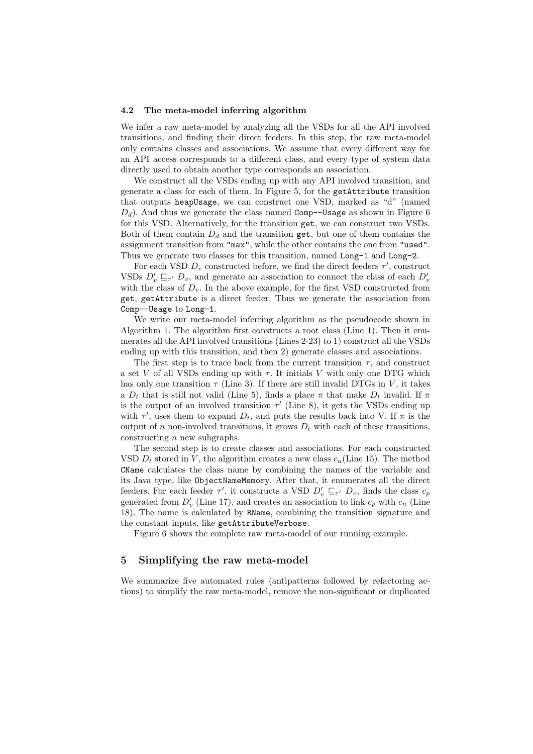### 4.2 The meta-model inferring algorithm

We infer a raw meta-model by analyzing all the VSDs for all the API involved transitions, and finding their direct feeders. In this step, the raw meta-model only contains classes and associations. We assume that every different way for an API access corresponds to a different class, and every type of system data directly used to obtain another type corresponds an association.

We construct all the VSDs ending up with any API involved transition, and generate a class for each of them. In Figure 5, for the `getAttribute` transition that outputs `heapUsage`, we can construct one VSD, marked as "d" (named $D_d$). And thus we generate the class named `Comp--Usage` as shown in Figure 6 for this VSD. Alternatively, for the transition `get`, we can construct two VSDs. Both of them contain $D_d$ and the transition `get`, but one of them contains the assignment transition from `"max"`, while the other contains the one from `"used"`. Thus we generate two classes for this transition, named `Long-1` and `Long-2`.

For each VSD $D_v$ constructed before, we find the direct feeders $\tau'$, construct VSDs $D'_v \sqsubseteq_{\tau'} D_v$, and generate an association to connect the class of each $D'_v$ with the class of $D_v$. In the above example, for the first VSD constructed from `get`, `getAttribute` is a direct feeder. Thus we generate the association from `Comp--Usage` to `Long-1`.

We write our meta-model inferring algorithm as the pseudocode shown in Algorithm 1. The algorithm first constructs a root class (Line 1). Then it enumerates all the API involved transitions (Lines 2-23) to 1) construct all the VSDs ending up with this transition, and then 2) generate classes and associations.

The first step is to trace back from the current transition $\tau$, and construct a set $V$ of all VSDs ending up with $\tau$. It initials $V$ with only one DTG which has only one transition $\tau$ (Line 3). If there are still invalid DTGs in $V$, it takes a $D_t$ that is still not valid (Line 5), finds a place $\pi$ that make $D_t$ invalid. If $\pi$ is the output of an involved transition $\tau'$ (Line 8), it gets the VSDs ending up with $\tau'$, uses them to expand $D_t$, and puts the results back into V. If $\pi$ is the output of $n$ non-involved transitions, it grows $D_t$ with each of these transitions, constructing $n$ new subgraphs.

The second step is to create classes and associations. For each constructed VSD $D_t$ stored in $V$, the algorithm creates a new class $c_n$(Line 15). The method `CName` calculates the class name by combining the names of the variable and its Java type, like `ObjectNameMemory`. After that, it enumerates all the direct feeders. For each feeder $\tau'$, it constructs a VSD $D'_v \sqsubseteq_{\tau'} D_v$, finds the class $c_p$ generated from $D'_v$ (Line 17), and creates an association to link $c_p$ with $c_n$ (Line 18). The name is calculated by `RName`, combining the transition signature and the constant inputs, like `getAttributeVerbose`.

Figure 6 shows the complete raw meta-model of our running example.

## 5 Simplifying the raw meta-model

We summarize five automated rules (antipatterns followed by refactoring actions) to simplify the raw meta-model, remove the non-significant or duplicated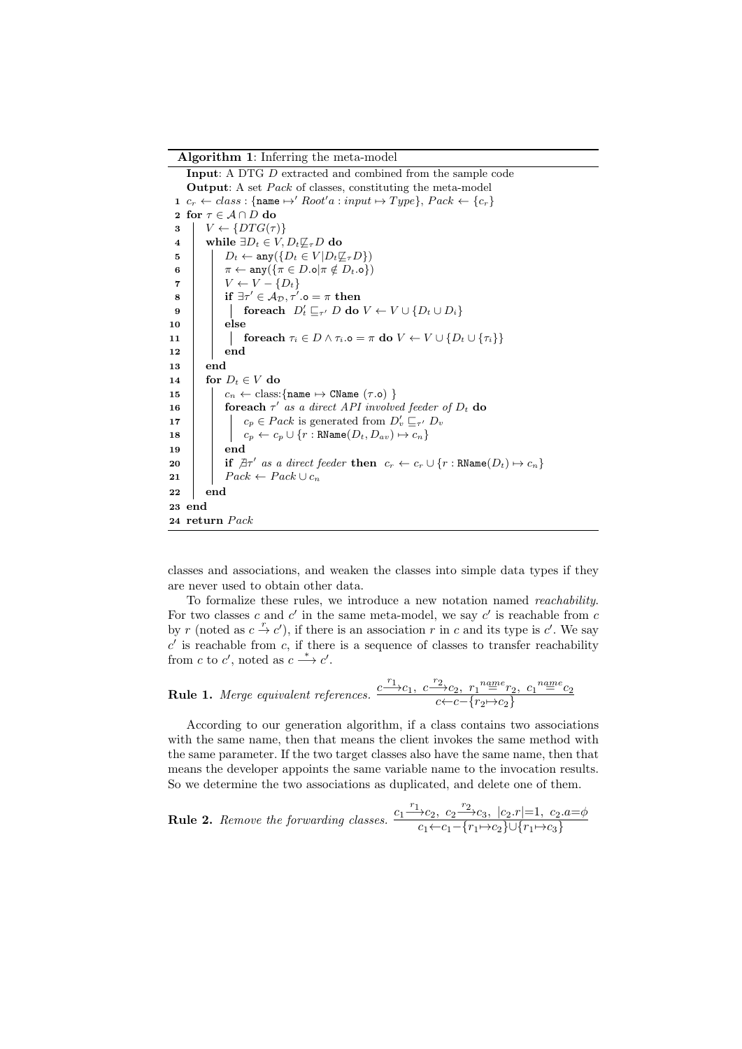**Algorithm 1**: Inferring the meta-model

```
   Input: A DTG D extracted and combined from the sample code
   Output: A set Pack of classes, constituting the meta-model
 1 c_r ← class : {name ↦' Root'a : input ↦ Type}, Pack ← {c_r}
 2 for τ ∈ A ∩ D do
 3 |   V ← {DTG(τ)}
 4 |   while ∃D_t ∈ V, D_t ⋢_τ D do
 5 |   |   D_t ← any({D_t ∈ V | D_t ⋢_τ D})
 6 |   |   π ← any({π ∈ D.o | π ∉ D_t.o})
 7 |   |   V ← V − {D_t}
 8 |   |   if ∃τ' ∈ A_D, τ'.o = π then
 9 |   |   |   foreach D'_t ⊑_τ' D do V ← V ∪ {D_t ∪ D_i}
10 |   |   else
11 |   |   |   foreach τ_i ∈ D ∧ τ_i.o = π do V ← V ∪ {D_t ∪ {τ_i}}
12 |   |   end
13 |   end
14 |   for D_t ∈ V do
15 |   |   c_n ← class:{name ↦ CName (τ.o) }
16 |   |   foreach τ' as a direct API involved feeder of D_t do
17 |   |   |   c_p ∈ Pack is generated from D'_v ⊑_τ' D_v
18 |   |   |   c_p ← c_p ∪ {r : RName(D_t, D_av) ↦ c_n}
19 |   |   end
20 |   |   if ∄τ' as a direct feeder then c_r ← c_r ∪ {r : RName(D_t) ↦ c_n}
21 |   |   Pack ← Pack ∪ c_n
22 |   end
23 end
24 return Pack
```

classes and associations, and weaken the classes into simple data types if they are never used to obtain other data.

To formalize these rules, we introduce a new notation named *reachability*. For two classes $c$ and $c'$ in the same meta-model, we say $c'$ is reachable from $c$ by $r$ (noted as $c \xrightarrow{r} c'$), if there is an association $r$ in $c$ and its type is $c'$. We say $c'$ is reachable from $c$, if there is a sequence of classes to transfer reachability from $c$ to $c'$, noted as $c \xrightarrow{*} c'$.

**Rule 1.** *Merge equivalent references.* $\dfrac{c \xrightarrow{r_1} c_1,\ c \xrightarrow{r_2} c_2,\ r_1 \overset{name}{=} r_2,\ c_1 \overset{name}{=} c_2}{c \leftarrow c - \{r_2 \mapsto c_2\}}$

According to our generation algorithm, if a class contains two associations with the same name, then that means the client invokes the same method with the same parameter. If the two target classes also have the same name, then that means the developer appoints the same variable name to the invocation results. So we determine the two associations as duplicated, and delete one of them.

**Rule 2.** *Remove the forwarding classes.* $\dfrac{c_1 \xrightarrow{r_1} c_2,\ c_2 \xrightarrow{r_2} c_3,\ |c_2.r|=1,\ c_2.a=\phi}{c_1 \leftarrow c_1 - \{r_1 \mapsto c_2\} \cup \{r_1 \mapsto c_3\}}$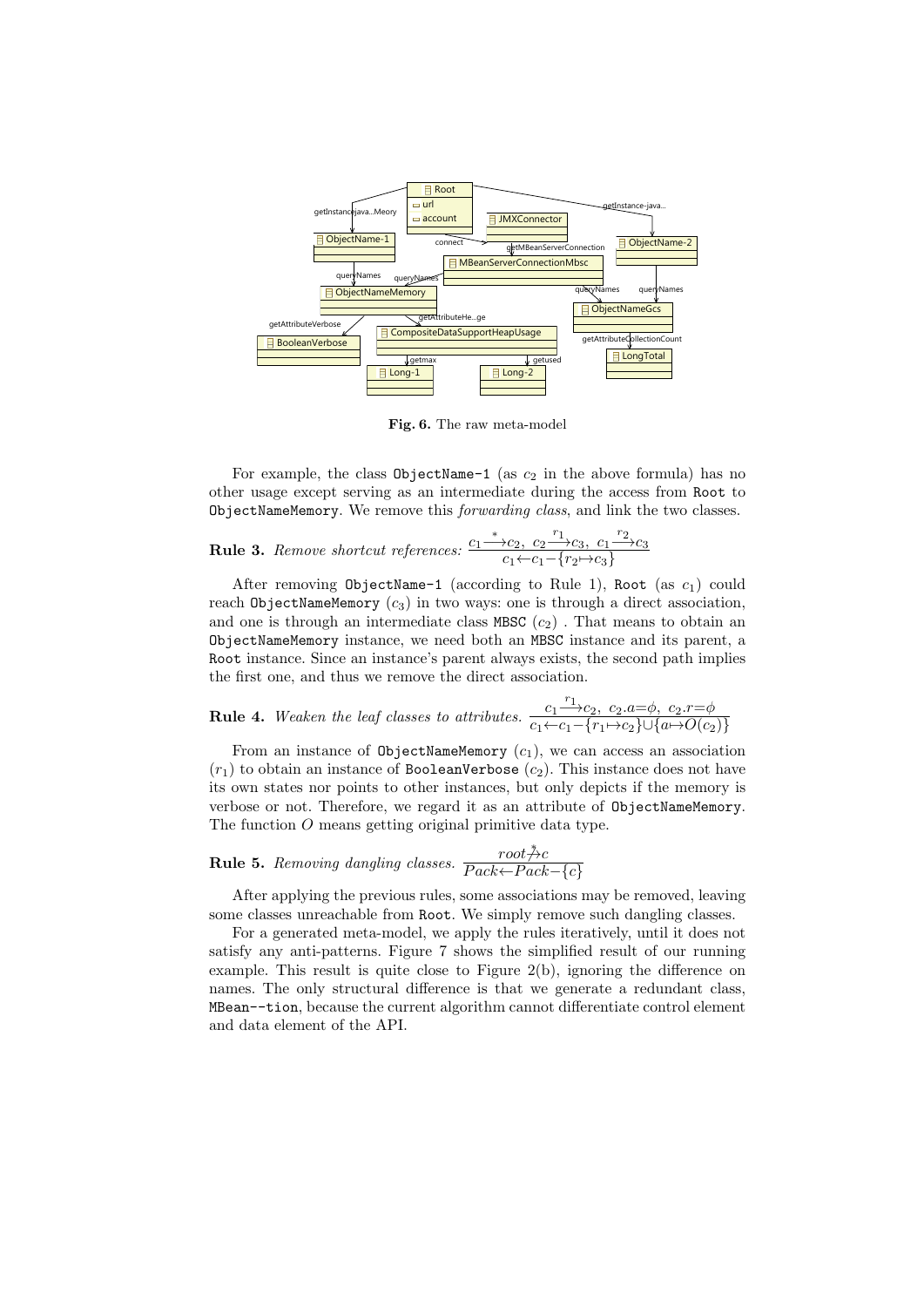**Fig. 6.** The raw meta-model

For example, the class `ObjectName-1` (as $c_2$ in the above formula) has no other usage except serving as an intermediate during the access from `Root` to `ObjectNameMemory`. We remove this *forwarding class*, and link the two classes.

**Rule 3.** *Remove shortcut references:* $\dfrac{c_1 \xrightarrow{*} c_2,\ c_2 \xrightarrow{r_1} c_3,\ c_1 \xrightarrow{r_2} c_3}{c_1 \leftarrow c_1 - \{r_2 \mapsto c_3\}}$

After removing `ObjectName-1` (according to Rule 1), `Root` (as $c_1$) could reach `ObjectNameMemory` ($c_3$) in two ways: one is through a direct association, and one is through an intermediate class `MBSC` ($c_2$) . That means to obtain an `ObjectNameMemory` instance, we need both an `MBSC` instance and its parent, a `Root` instance. Since an instance's parent always exists, the second path implies the first one, and thus we remove the direct association.

**Rule 4.** *Weaken the leaf classes to attributes.* $\dfrac{c_1 \xrightarrow{r_1} c_2,\ c_2.a{=}\phi,\ c_2.r{=}\phi}{c_1 \leftarrow c_1 - \{r_1 \mapsto c_2\} \cup \{a \mapsto O(c_2)\}}$

From an instance of `ObjectNameMemory` ($c_1$), we can access an association ($r_1$) to obtain an instance of `BooleanVerbose` ($c_2$). This instance does not have its own states nor points to other instances, but only depicts if the memory is verbose or not. Therefore, we regard it as an attribute of `ObjectNameMemory`. The function $O$ means getting original primitive data type.

**Rule 5.** *Removing dangling classes.* $\dfrac{root \not\xrightarrow{*} c}{Pack \leftarrow Pack - \{c\}}$

After applying the previous rules, some associations may be removed, leaving some classes unreachable from `Root`. We simply remove such dangling classes.

For a generated meta-model, we apply the rules iteratively, until it does not satisfy any anti-patterns. Figure 7 shows the simplified result of our running example. This result is quite close to Figure 2(b), ignoring the difference on names. The only structural difference is that we generate a redundant class, `MBean--tion`, because the current algorithm cannot differentiate control element and data element of the API.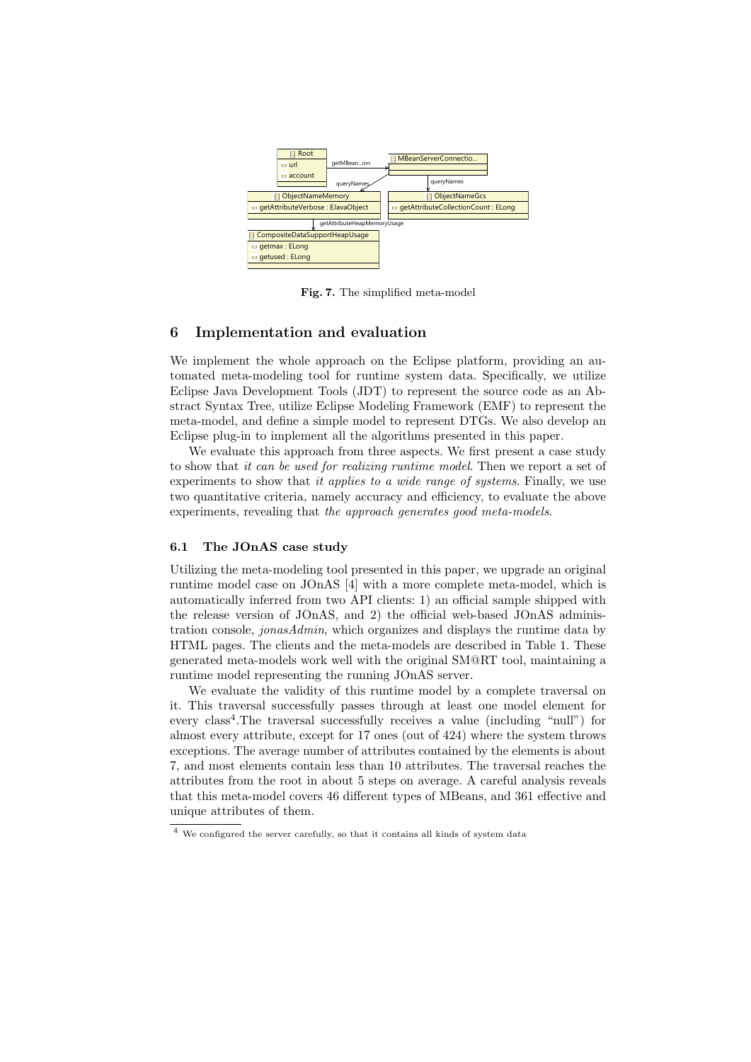Fig. 7. The simplified meta-model

## 6 Implementation and evaluation

We implement the whole approach on the Eclipse platform, providing an automated meta-modeling tool for runtime system data. Specifically, we utilize Eclipse Java Development Tools (JDT) to represent the source code as an Abstract Syntax Tree, utilize Eclipse Modeling Framework (EMF) to represent the meta-model, and define a simple model to represent DTGs. We also develop an Eclipse plug-in to implement all the algorithms presented in this paper.

We evaluate this approach from three aspects. We first present a case study to show that *it can be used for realizing runtime model*. Then we report a set of experiments to show that *it applies to a wide range of systems*. Finally, we use two quantitative criteria, namely accuracy and efficiency, to evaluate the above experiments, revealing that *the approach generates good meta-models*.

### 6.1 The JOnAS case study

Utilizing the meta-modeling tool presented in this paper, we upgrade an original runtime model case on JOnAS [4] with a more complete meta-model, which is automatically inferred from two API clients: 1) an official sample shipped with the release version of JOnAS, and 2) the official web-based JOnAS administration console, *jonasAdmin*, which organizes and displays the runtime data by HTML pages. The clients and the meta-models are described in Table 1. These generated meta-models work well with the original SM@RT tool, maintaining a runtime model representing the running JOnAS server.

We evaluate the validity of this runtime model by a complete traversal on it. This traversal successfully passes through at least one model element for every class[4].The traversal successfully receives a value (including "null") for almost every attribute, except for 17 ones (out of 424) where the system throws exceptions. The average number of attributes contained by the elements is about 7, and most elements contain less than 10 attributes. The traversal reaches the attributes from the root in about 5 steps on average. A careful analysis reveals that this meta-model covers 46 different types of MBeans, and 361 effective and unique attributes of them.

[4] We configured the server carefully, so that it contains all kinds of system data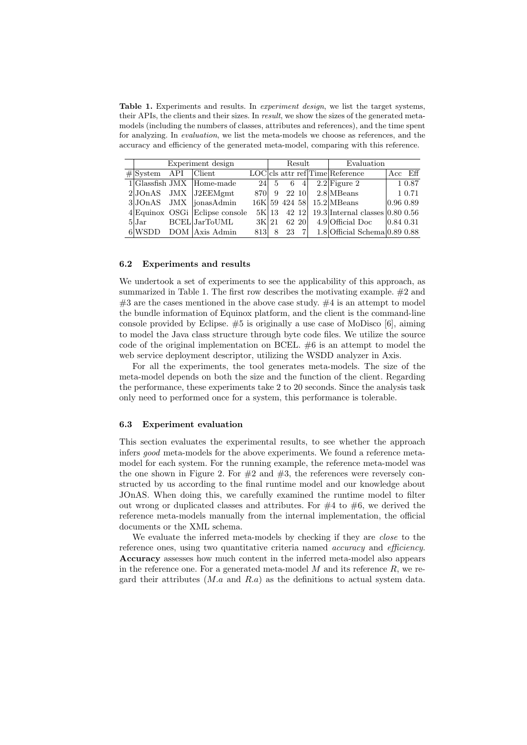**Table 1.** Experiments and results. In *experiment design*, we list the target systems, their APIs, the clients and their sizes. In *result*, we show the sizes of the generated meta-models (including the numbers of classes, attributes and references), and the time spent for analyzing. In *evaluation*, we list the meta-models we choose as references, and the accuracy and efficiency of the generated meta-model, comparing with this reference.

| | Experiment design | | | | Result | | | | Evaluation | | |
|---|---|---|---|---|---|---|---|---|---|---|---|
| # | System | API | Client | LOC | cls | attr | ref | Time | Reference | Acc | Eff |
| 1 | Glassfish | JMX | Home-made | 24 | 5 | 6 | 4 | 2.2 | Figure 2 | 1 | 0.87 |
| 2 | JOnAS | JMX | J2EEMgmt | 870 | 9 | 22 | 10 | 2.8 | MBeans | 1 | 0.71 |
| 3 | JOnAS | JMX | jonasAdmin | 16K | 59 | 424 | 58 | 15.2 | MBeans | 0.96 | 0.89 |
| 4 | Equinox | OSGi | Eclipse console | 5K | 13 | 42 | 12 | 19.3 | Internal classes | 0.80 | 0.56 |
| 5 | Jar | BCEL | JarToUML | 3K | 21 | 62 | 20 | 4.9 | Official Doc | 0.84 | 0.31 |
| 6 | WSDD | DOM | Axis Admin | 813 | 8 | 23 | 7 | 1.8 | Official Schema | 0.89 | 0.88 |

### 6.2 Experiments and results

We undertook a set of experiments to see the applicability of this approach, as summarized in Table 1. The first row describes the motivating example. #2 and #3 are the cases mentioned in the above case study. #4 is an attempt to model the bundle information of Equinox platform, and the client is the command-line console provided by Eclipse. #5 is originally a use case of MoDisco [6], aiming to model the Java class structure through byte code files. We utilize the source code of the original implementation on BCEL. #6 is an attempt to model the web service deployment descriptor, utilizing the WSDD analyzer in Axis.

For all the experiments, the tool generates meta-models. The size of the meta-model depends on both the size and the function of the client. Regarding the performance, these experiments take 2 to 20 seconds. Since the analysis task only need to performed once for a system, this performance is tolerable.

### 6.3 Experiment evaluation

This section evaluates the experimental results, to see whether the approach infers *good* meta-models for the above experiments. We found a reference meta-model for each system. For the running example, the reference meta-model was the one shown in Figure 2. For #2 and #3, the references were reversely constructed by us according to the final runtime model and our knowledge about JOnAS. When doing this, we carefully examined the runtime model to filter out wrong or duplicated classes and attributes. For #4 to #6, we derived the reference meta-models manually from the internal implementation, the official documents or the XML schema.

We evaluate the inferred meta-models by checking if they are *close* to the reference ones, using two quantitative criteria named *accuracy* and *efficiency*. **Accuracy** assesses how much content in the inferred meta-model also appears in the reference one. For a generated meta-model $M$ and its reference $R$, we regard their attributes ($M.a$ and $R.a$) as the definitions to actual system data.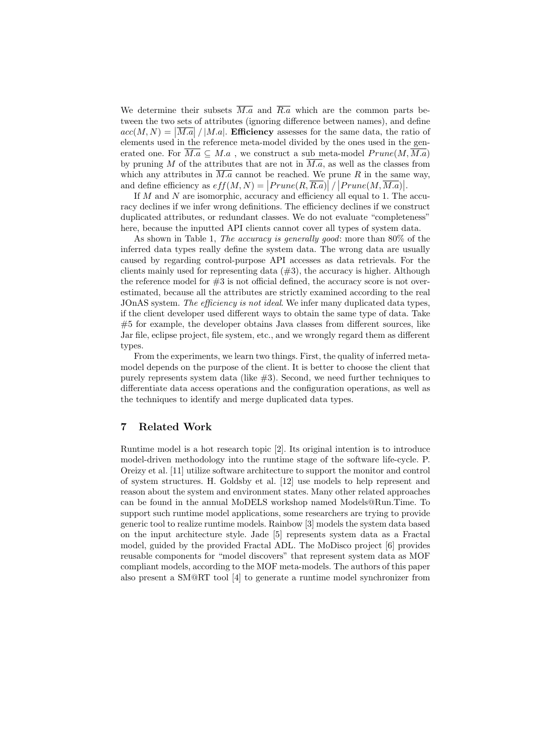We determine their subsets $\overline{M.a}$ and $\overline{R.a}$ which are the common parts between the two sets of attributes (ignoring difference between names), and define $acc(M, N) = \left|\overline{M.a}\right| / |M.a|$. **Efficiency** assesses for the same data, the ratio of elements used in the reference meta-model divided by the ones used in the generated one. For $\overline{M.a} \subseteq M.a$ , we construct a sub meta-model $Prune(M, \overline{M.a})$ by pruning $M$ of the attributes that are not in $\overline{M.a}$, as well as the classes from which any attributes in $\overline{M.a}$ cannot be reached. We prune $R$ in the same way, and define efficiency as $eff(M, N) = \left|Prune(R, \overline{R.a})\right| / \left|Prune(M, \overline{M.a})\right|$.

If $M$ and $N$ are isomorphic, accuracy and efficiency all equal to 1. The accuracy declines if we infer wrong definitions. The efficiency declines if we construct duplicated attributes, or redundant classes. We do not evaluate "completeness" here, because the inputted API clients cannot cover all types of system data.

As shown in Table 1, *The accuracy is generally good*: more than 80% of the inferred data types really define the system data. The wrong data are usually caused by regarding control-purpose API accesses as data retrievals. For the clients mainly used for representing data (#3), the accuracy is higher. Although the reference model for #3 is not official defined, the accuracy score is not over-estimated, because all the attributes are strictly examined according to the real JOnAS system. *The efficiency is not ideal*. We infer many duplicated data types, if the client developer used different ways to obtain the same type of data. Take #5 for example, the developer obtains Java classes from different sources, like Jar file, eclipse project, file system, etc., and we wrongly regard them as different types.

From the experiments, we learn two things. First, the quality of inferred meta-model depends on the purpose of the client. It is better to choose the client that purely represents system data (like #3). Second, we need further techniques to differentiate data access operations and the configuration operations, as well as the techniques to identify and merge duplicated data types.

## 7 Related Work

Runtime model is a hot research topic [2]. Its original intention is to introduce model-driven methodology into the runtime stage of the software life-cycle. P. Oreizy et al. [11] utilize software architecture to support the monitor and control of system structures. H. Goldsby et al. [12] use models to help represent and reason about the system and environment states. Many other related approaches can be found in the annual MoDELS workshop named Models@Run.Time. To support such runtime model applications, some researchers are trying to provide generic tool to realize runtime models. Rainbow [3] models the system data based on the input architecture style. Jade [5] represents system data as a Fractal model, guided by the provided Fractal ADL. The MoDisco project [6] provides reusable components for "model discovers" that represent system data as MOF compliant models, according to the MOF meta-models. The authors of this paper also present a SM@RT tool [4] to generate a runtime model synchronizer from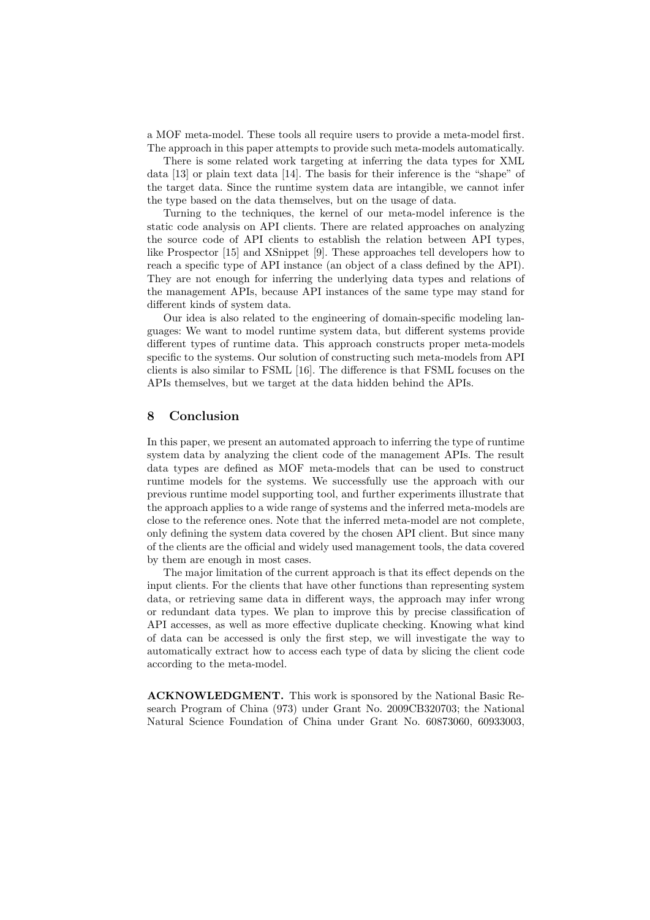a MOF meta-model. These tools all require users to provide a meta-model first. The approach in this paper attempts to provide such meta-models automatically.

There is some related work targeting at inferring the data types for XML data [13] or plain text data [14]. The basis for their inference is the "shape" of the target data. Since the runtime system data are intangible, we cannot infer the type based on the data themselves, but on the usage of data.

Turning to the techniques, the kernel of our meta-model inference is the static code analysis on API clients. There are related approaches on analyzing the source code of API clients to establish the relation between API types, like Prospector [15] and XSnippet [9]. These approaches tell developers how to reach a specific type of API instance (an object of a class defined by the API). They are not enough for inferring the underlying data types and relations of the management APIs, because API instances of the same type may stand for different kinds of system data.

Our idea is also related to the engineering of domain-specific modeling languages: We want to model runtime system data, but different systems provide different types of runtime data. This approach constructs proper meta-models specific to the systems. Our solution of constructing such meta-models from API clients is also similar to FSML [16]. The difference is that FSML focuses on the APIs themselves, but we target at the data hidden behind the APIs.

## 8 Conclusion

In this paper, we present an automated approach to inferring the type of runtime system data by analyzing the client code of the management APIs. The result data types are defined as MOF meta-models that can be used to construct runtime models for the systems. We successfully use the approach with our previous runtime model supporting tool, and further experiments illustrate that the approach applies to a wide range of systems and the inferred meta-models are close to the reference ones. Note that the inferred meta-model are not complete, only defining the system data covered by the chosen API client. But since many of the clients are the official and widely used management tools, the data covered by them are enough in most cases.

The major limitation of the current approach is that its effect depends on the input clients. For the clients that have other functions than representing system data, or retrieving same data in different ways, the approach may infer wrong or redundant data types. We plan to improve this by precise classification of API accesses, as well as more effective duplicate checking. Knowing what kind of data can be accessed is only the first step, we will investigate the way to automatically extract how to access each type of data by slicing the client code according to the meta-model.

**ACKNOWLEDGMENT.** This work is sponsored by the National Basic Research Program of China (973) under Grant No. 2009CB320703; the National Natural Science Foundation of China under Grant No. 60873060, 60933003,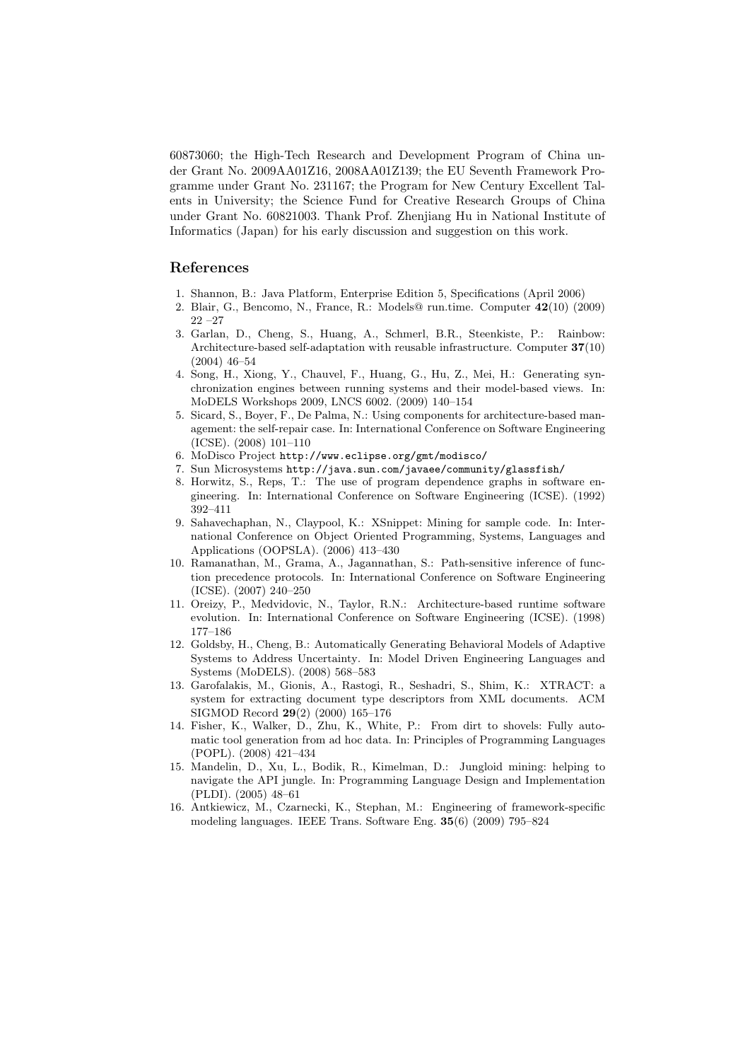60873060; the High-Tech Research and Development Program of China under Grant No. 2009AA01Z16, 2008AA01Z139; the EU Seventh Framework Programme under Grant No. 231167; the Program for New Century Excellent Talents in University; the Science Fund for Creative Research Groups of China under Grant No. 60821003. Thank Prof. Zhenjiang Hu in National Institute of Informatics (Japan) for his early discussion and suggestion on this work.

## References

1. Shannon, B.: Java Platform, Enterprise Edition 5, Specifications (April 2006)
2. Blair, G., Bencomo, N., France, R.: Models@ run.time. Computer **42**(10) (2009) 22 –27
3. Garlan, D., Cheng, S., Huang, A., Schmerl, B.R., Steenkiste, P.: Rainbow: Architecture-based self-adaptation with reusable infrastructure. Computer **37**(10) (2004) 46–54
4. Song, H., Xiong, Y., Chauvel, F., Huang, G., Hu, Z., Mei, H.: Generating synchronization engines between running systems and their model-based views. In: MoDELS Workshops 2009, LNCS 6002. (2009) 140–154
5. Sicard, S., Boyer, F., De Palma, N.: Using components for architecture-based management: the self-repair case. In: International Conference on Software Engineering (ICSE). (2008) 101–110
6. MoDisco Project `http://www.eclipse.org/gmt/modisco/`
7. Sun Microsystems `http://java.sun.com/javaee/community/glassfish/`
8. Horwitz, S., Reps, T.: The use of program dependence graphs in software engineering. In: International Conference on Software Engineering (ICSE). (1992) 392–411
9. Sahavechaphan, N., Claypool, K.: XSnippet: Mining for sample code. In: International Conference on Object Oriented Programming, Systems, Languages and Applications (OOPSLA). (2006) 413–430
10. Ramanathan, M., Grama, A., Jagannathan, S.: Path-sensitive inference of function precedence protocols. In: International Conference on Software Engineering (ICSE). (2007) 240–250
11. Oreizy, P., Medvidovic, N., Taylor, R.N.: Architecture-based runtime software evolution. In: International Conference on Software Engineering (ICSE). (1998) 177–186
12. Goldsby, H., Cheng, B.: Automatically Generating Behavioral Models of Adaptive Systems to Address Uncertainty. In: Model Driven Engineering Languages and Systems (MoDELS). (2008) 568–583
13. Garofalakis, M., Gionis, A., Rastogi, R., Seshadri, S., Shim, K.: XTRACT: a system for extracting document type descriptors from XML documents. ACM SIGMOD Record **29**(2) (2000) 165–176
14. Fisher, K., Walker, D., Zhu, K., White, P.: From dirt to shovels: Fully automatic tool generation from ad hoc data. In: Principles of Programming Languages (POPL). (2008) 421–434
15. Mandelin, D., Xu, L., Bodik, R., Kimelman, D.: Jungloid mining: helping to navigate the API jungle. In: Programming Language Design and Implementation (PLDI). (2005) 48–61
16. Antkiewicz, M., Czarnecki, K., Stephan, M.: Engineering of framework-specific modeling languages. IEEE Trans. Software Eng. **35**(6) (2009) 795–824